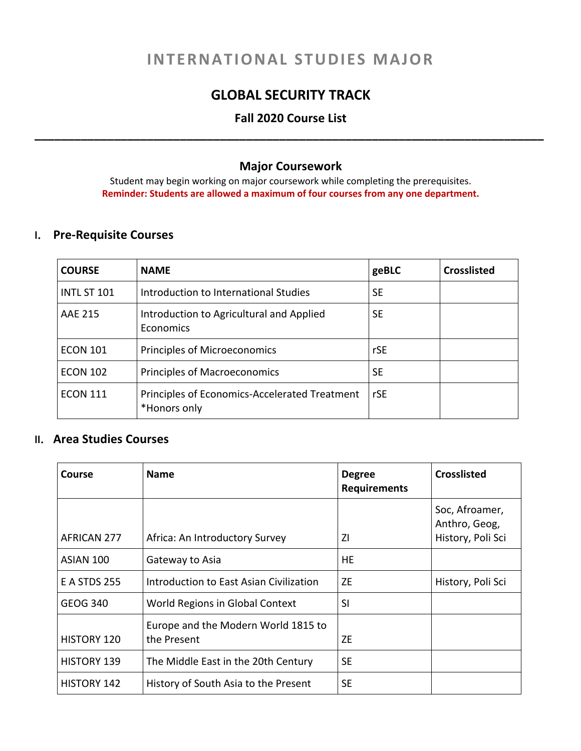# INTERNATIONAL STUDIES MAJOR

## GLOBAL SECURITY TRACK

### Fall 2020 Course List

---

### Major Coursework

Student may begin working on major coursework while completing the prerequisites.

**Reminder: Students are allowed a maximum of four courses from any one department.**

## I. Pre-Requisite Courses

| COURSE | NAME | geBLC | Crosslisted |
|---|---|---|---|
| INTL ST 101 | Introduction to International Studies | SE | |
| AAE 215 | Introduction to Agricultural and Applied Economics | SE | |
| ECON 101 | Principles of Microeconomics | rSE | |
| ECON 102 | Principles of Macroeconomics | SE | |
| ECON 111 | Principles of Economics-Accelerated Treatment *Honors only | rSE | |

## II. Area Studies Courses

| Course | Name | Degree Requirements | Crosslisted |
|---|---|---|---|
| AFRICAN 277 | Africa: An Introductory Survey | ZI | Soc, Afroamer, Anthro, Geog, History, Poli Sci |
| ASIAN 100 | Gateway to Asia | HE | |
| E A STDS 255 | Introduction to East Asian Civilization | ZE | History, Poli Sci |
| GEOG 340 | World Regions in Global Context | SI | |
| HISTORY 120 | Europe and the Modern World 1815 to the Present | ZE | |
| HISTORY 139 | The Middle East in the 20th Century | SE | |
| HISTORY 142 | History of South Asia to the Present | SE | |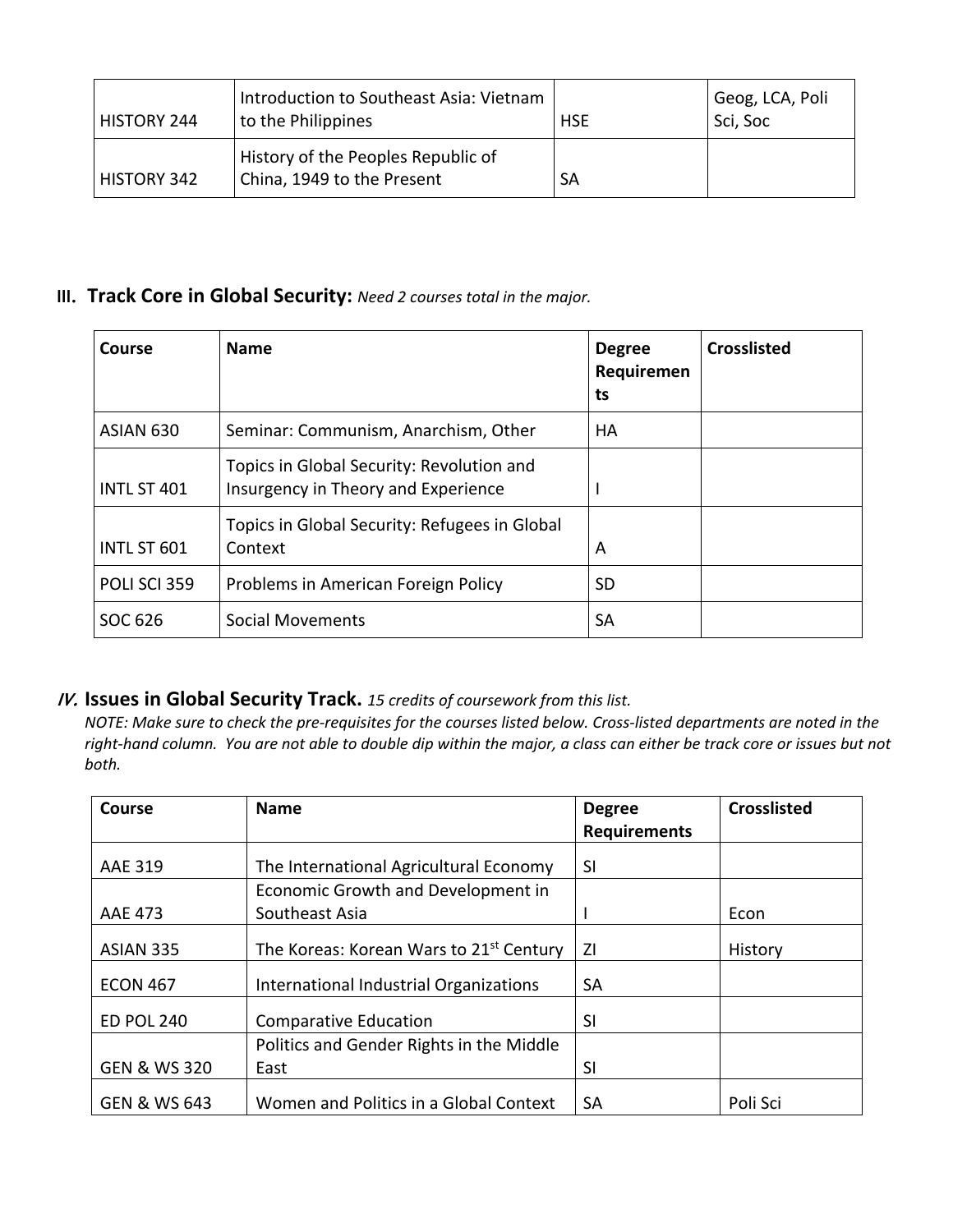| HISTORY 244 | Introduction to Southeast Asia: Vietnam to the Philippines | HSE | Geog, LCA, Poli Sci, Soc |
|---|---|---|---|
| HISTORY 342 | History of the Peoples Republic of China, 1949 to the Present | SA | |

## III. Track Core in Global Security: *Need 2 courses total in the major.*

| Course | Name | Degree Requirements | Crosslisted |
|---|---|---|---|
| ASIAN 630 | Seminar: Communism, Anarchism, Other | HA | |
| INTL ST 401 | Topics in Global Security: Revolution and Insurgency in Theory and Experience | I | |
| INTL ST 601 | Topics in Global Security: Refugees in Global Context | A | |
| POLI SCI 359 | Problems in American Foreign Policy | SD | |
| SOC 626 | Social Movements | SA | |

## *IV.* Issues in Global Security Track. *15 credits of coursework from this list.*

*NOTE: Make sure to check the pre-requisites for the courses listed below. Cross-listed departments are noted in the right-hand column. You are not able to double dip within the major, a class can either be track core or issues but not both.*

| Course | Name | Degree Requirements | Crosslisted |
|---|---|---|---|
| AAE 319 | The International Agricultural Economy | SI | |
| AAE 473 | Economic Growth and Development in Southeast Asia | I | Econ |
| ASIAN 335 | The Koreas: Korean Wars to 21st Century | ZI | History |
| ECON 467 | International Industrial Organizations | SA | |
| ED POL 240 | Comparative Education | SI | |
| GEN & WS 320 | Politics and Gender Rights in the Middle East | SI | |
| GEN & WS 643 | Women and Politics in a Global Context | SA | Poli Sci |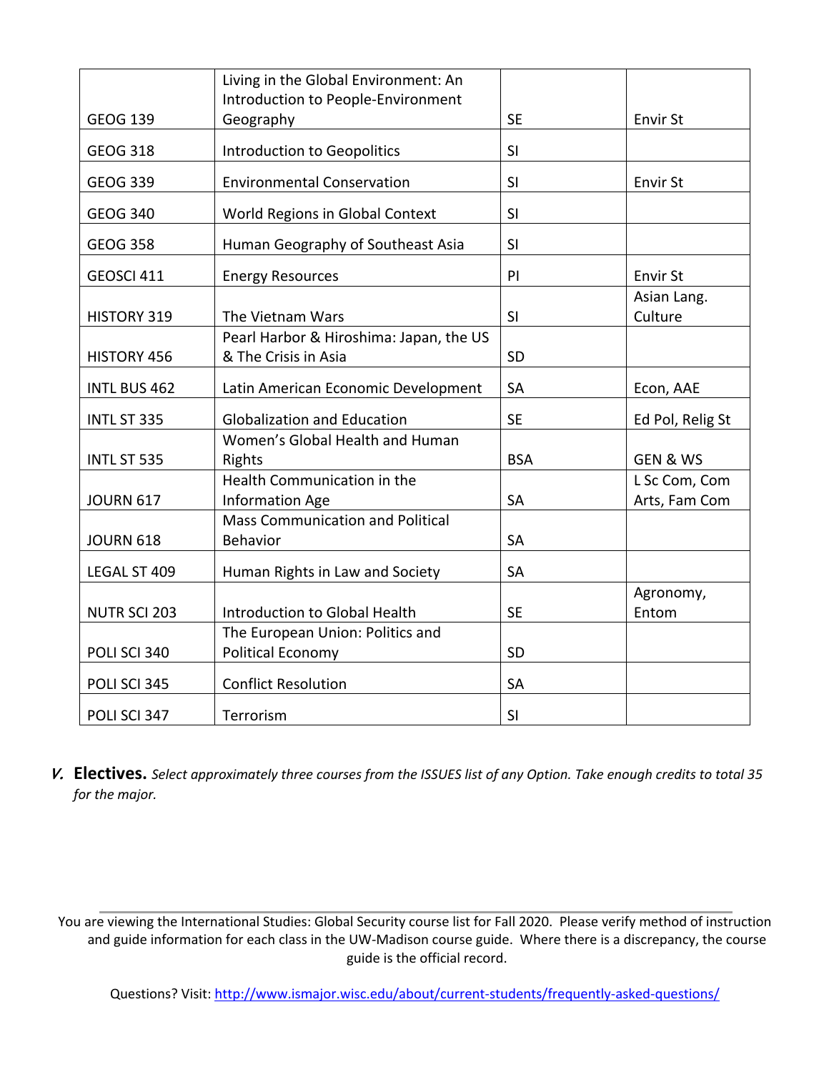| | | | |
|---|---|---|---|
| GEOG 139 | Living in the Global Environment: An Introduction to People-Environment Geography | SE | Envir St |
| GEOG 318 | Introduction to Geopolitics | SI | |
| GEOG 339 | Environmental Conservation | SI | Envir St |
| GEOG 340 | World Regions in Global Context | SI | |
| GEOG 358 | Human Geography of Southeast Asia | SI | |
| GEOSCI 411 | Energy Resources | PI | Envir St |
| HISTORY 319 | The Vietnam Wars | SI | Asian Lang. Culture |
| HISTORY 456 | Pearl Harbor & Hiroshima: Japan, the US & The Crisis in Asia | SD | |
| INTL BUS 462 | Latin American Economic Development | SA | Econ, AAE |
| INTL ST 335 | Globalization and Education | SE | Ed Pol, Relig St |
| INTL ST 535 | Women's Global Health and Human Rights | BSA | GEN & WS |
| JOURN 617 | Health Communication in the Information Age | SA | L Sc Com, Com Arts, Fam Com |
| JOURN 618 | Mass Communication and Political Behavior | SA | |
| LEGAL ST 409 | Human Rights in Law and Society | SA | |
| NUTR SCI 203 | Introduction to Global Health | SE | Agronomy, Entom |
| POLI SCI 340 | The European Union: Politics and Political Economy | SD | |
| POLI SCI 345 | Conflict Resolution | SA | |
| POLI SCI 347 | Terrorism | SI | |

***V.*** **Electives.** *Select approximately three courses from the ISSUES list of any Option. Take enough credits to total 35 for the major.*

You are viewing the International Studies: Global Security course list for Fall 2020. Please verify method of instruction and guide information for each class in the UW-Madison course guide. Where there is a discrepancy, the course guide is the official record.

Questions? Visit: http://www.ismajor.wisc.edu/about/current-students/frequently-asked-questions/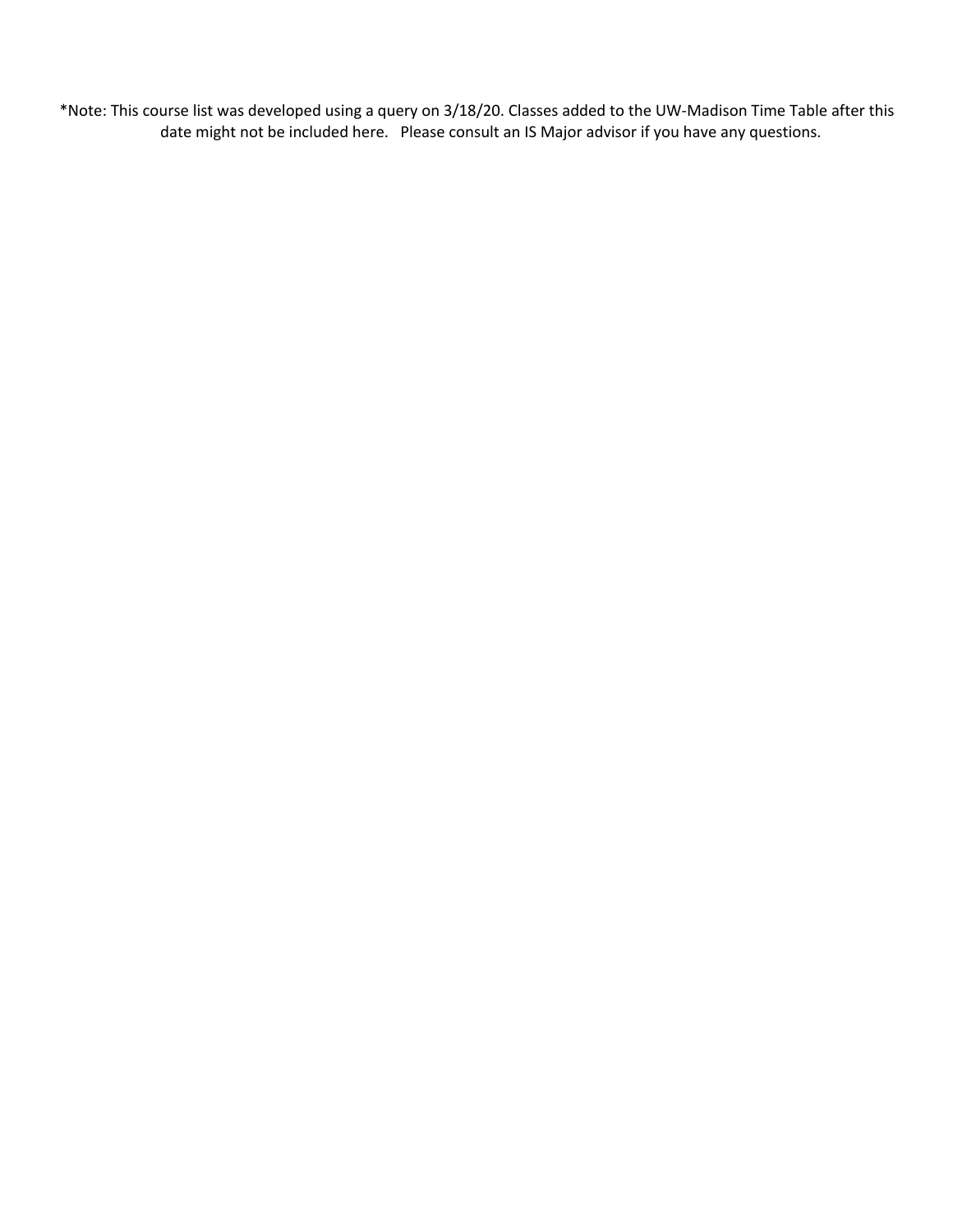*Note: This course list was developed using a query on 3/18/20. Classes added to the UW-Madison Time Table after this date might not be included here. Please consult an IS Major advisor if you have any questions.